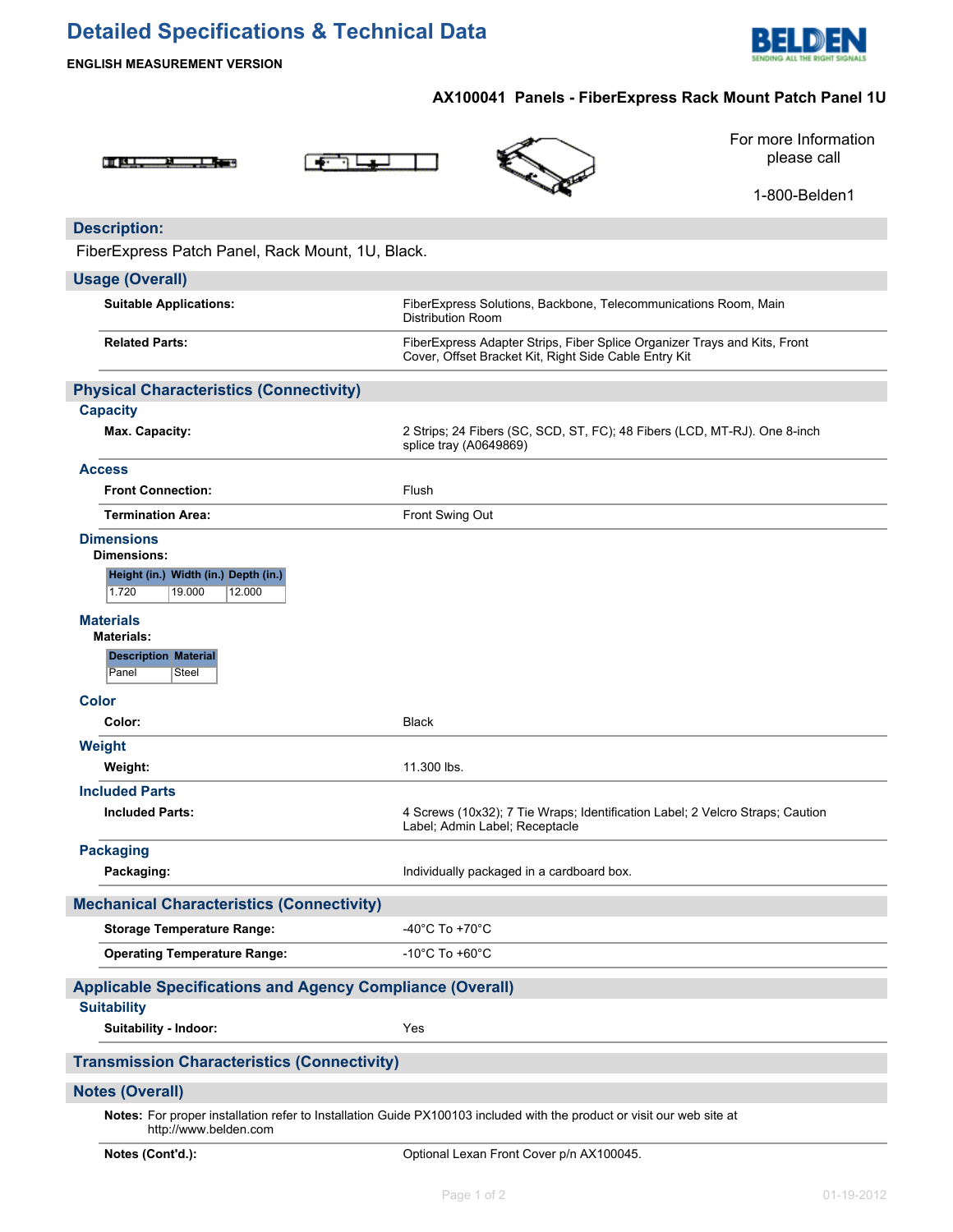# Detailed Specifications & Technical Data

**ENGLISH MEASUREMENT VERSION**

**AX100041 Panels - FiberExpress Rack Mount Patch Panel 1U**

For more Information please call

1-800-Belden1

## Description:

FiberExpress Patch Panel, Rack Mount, 1U, Black.

## Usage (Overall)

| | |
|---|---|
| **Suitable Applications:** | FiberExpress Solutions, Backbone, Telecommunications Room, Main Distribution Room |
| **Related Parts:** | FiberExpress Adapter Strips, Fiber Splice Organizer Trays and Kits, Front Cover, Offset Bracket Kit, Right Side Cable Entry Kit |

## Physical Characteristics (Connectivity)

### Capacity

| | |
|---|---|
| **Max. Capacity:** | 2 Strips; 24 Fibers (SC, SCD, ST, FC); 48 Fibers (LCD, MT-RJ). One 8-inch splice tray (A0649869) |

### Access

| | |
|---|---|
| **Front Connection:** | Flush |
| **Termination Area:** | Front Swing Out |

### Dimensions

**Dimensions:**

| Height (in.) | Width (in.) | Depth (in.) |
|---|---|---|
| 1.720 | 19.000 | 12.000 |

### Materials

**Materials:**

| Description | Material |
|---|---|
| Panel | Steel |

### Color

| | |
|---|---|
| **Color:** | Black |

### Weight

| | |
|---|---|
| **Weight:** | 11.300 lbs. |

### Included Parts

| | |
|---|---|
| **Included Parts:** | 4 Screws (10x32); 7 Tie Wraps; Identification Label; 2 Velcro Straps; Caution Label; Admin Label; Receptacle |

### Packaging

| | |
|---|---|
| **Packaging:** | Individually packaged in a cardboard box. |

## Mechanical Characteristics (Connectivity)

| | |
|---|---|
| **Storage Temperature Range:** | -40°C To +70°C |
| **Operating Temperature Range:** | -10°C To +60°C |

## Applicable Specifications and Agency Compliance (Overall)

### Suitability

| | |
|---|---|
| **Suitability - Indoor:** | Yes |

## Transmission Characteristics (Connectivity)

## Notes (Overall)

**Notes:** For proper installation refer to Installation Guide PX100103 included with the product or visit our web site at http://www.belden.com

| | |
|---|---|
| **Notes (Cont'd.):** | Optional Lexan Front Cover p/n AX100045. |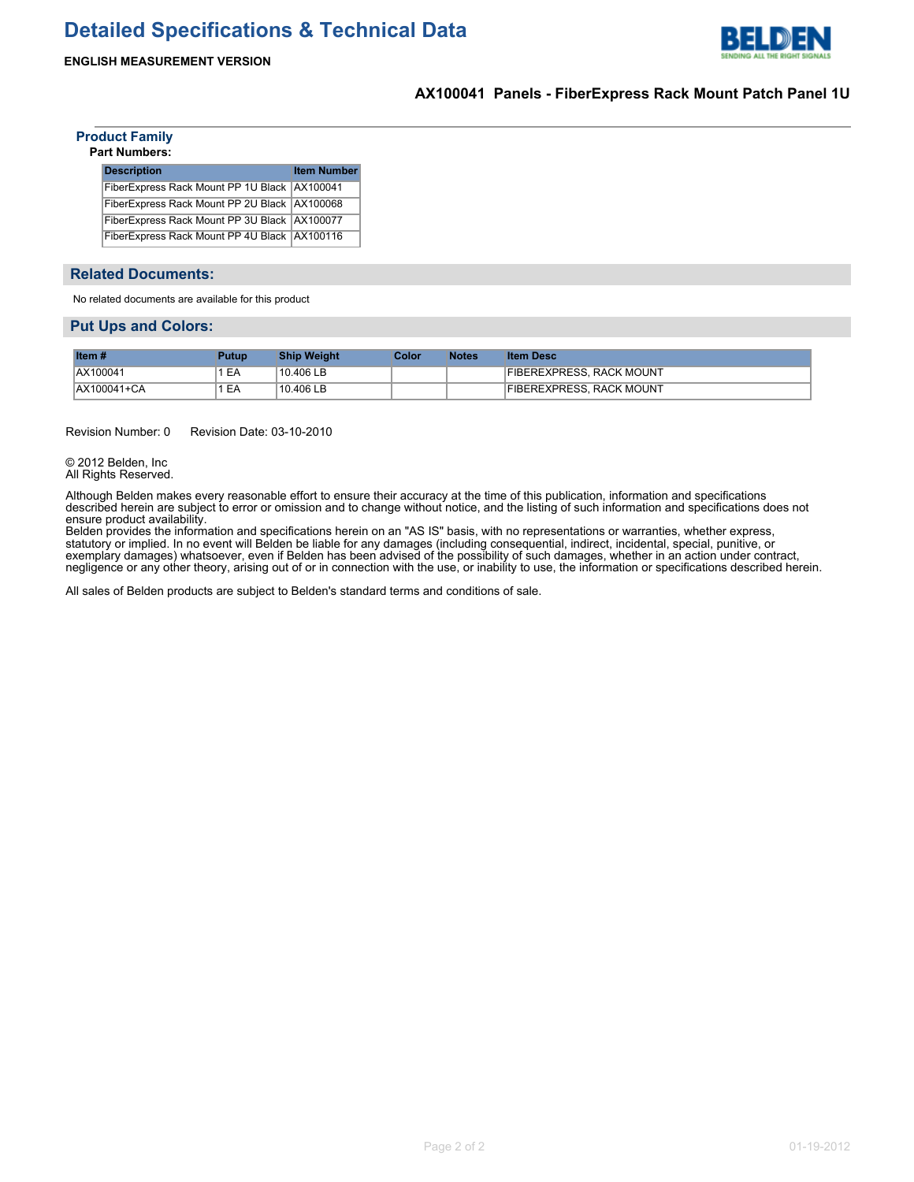# Detailed Specifications & Technical Data

**ENGLISH MEASUREMENT VERSION**

**AX100041 Panels - FiberExpress Rack Mount Patch Panel 1U**

## Product Family

**Part Numbers:**

| Description | Item Number |
|---|---|
| FiberExpress Rack Mount PP 1U Black | AX100041 |
| FiberExpress Rack Mount PP 2U Black | AX100068 |
| FiberExpress Rack Mount PP 3U Black | AX100077 |
| FiberExpress Rack Mount PP 4U Black | AX100116 |

## Related Documents:

No related documents are available for this product

## Put Ups and Colors:

| Item # | Putup | Ship Weight | Color | Notes | Item Desc |
|---|---|---|---|---|---|
| AX100041 | 1 EA | 10.406 LB | | | FIBEREXPRESS, RACK MOUNT |
| AX100041+CA | 1 EA | 10.406 LB | | | FIBEREXPRESS, RACK MOUNT |

Revision Number: 0 Revision Date: 03-10-2010

© 2012 Belden, Inc
All Rights Reserved.

Although Belden makes every reasonable effort to ensure their accuracy at the time of this publication, information and specifications described herein are subject to error or omission and to change without notice, and the listing of such information and specifications does not ensure product availability.
Belden provides the information and specifications herein on an "AS IS" basis, with no representations or warranties, whether express, statutory or implied. In no event will Belden be liable for any damages (including consequential, indirect, incidental, special, punitive, or exemplary damages) whatsoever, even if Belden has been advised of the possibility of such damages, whether in an action under contract, negligence or any other theory, arising out of or in connection with the use, or inability to use, the information or specifications described herein.

All sales of Belden products are subject to Belden's standard terms and conditions of sale.